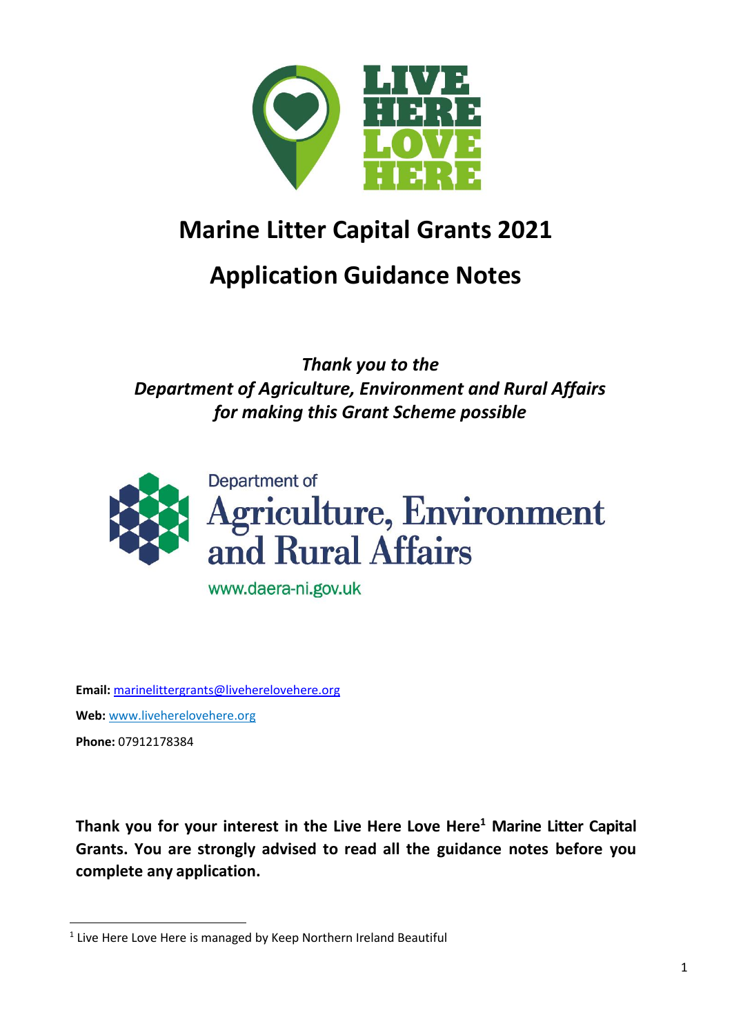# Marine Litter Capital Grants 2021

# Application Guidance Notes

*Thank you to the*
*Department of Agriculture, Environment and Rural Affairs*
*for making this Grant Scheme possible*

**Email:** marinelittergrants@livehere lovehere.org

**Web:** www.livehere lovehere.org

**Phone:** 07912178384

**Thank you for your interest in the Live Here Love Here[1] Marine Litter Capital Grants. You are strongly advised to read all the guidance notes before you complete any application.**

[1] Live Here Love Here is managed by Keep Northern Ireland Beautiful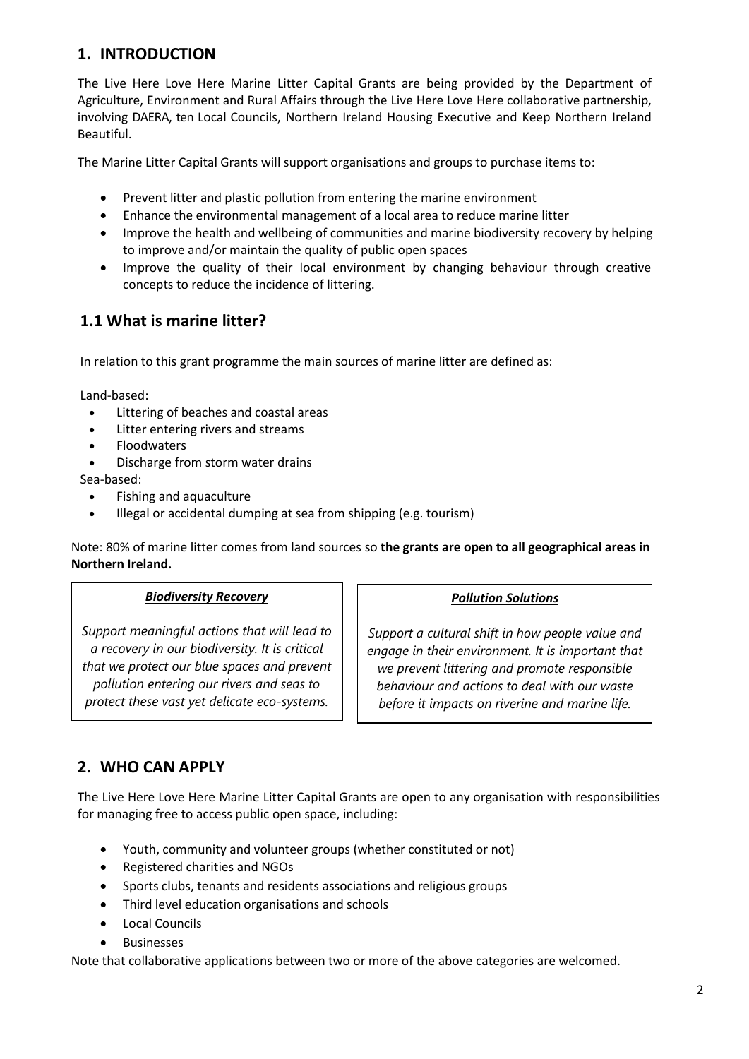## 1. INTRODUCTION

The Live Here Love Here Marine Litter Capital Grants are being provided by the Department of Agriculture, Environment and Rural Affairs through the Live Here Love Here collaborative partnership, involving DAERA, ten Local Councils, Northern Ireland Housing Executive and Keep Northern Ireland Beautiful.

The Marine Litter Capital Grants will support organisations and groups to purchase items to:

- Prevent litter and plastic pollution from entering the marine environment
- Enhance the environmental management of a local area to reduce marine litter
- Improve the health and wellbeing of communities and marine biodiversity recovery by helping to improve and/or maintain the quality of public open spaces
- Improve the quality of their local environment by changing behaviour through creative concepts to reduce the incidence of littering.

### 1.1 What is marine litter?

In relation to this grant programme the main sources of marine litter are defined as:

Land-based:

- Littering of beaches and coastal areas
- Litter entering rivers and streams
- Floodwaters
- Discharge from storm water drains

Sea-based:

- Fishing and aquaculture
- Illegal or accidental dumping at sea from shipping (e.g. tourism)

Note: 80% of marine litter comes from land sources so **the grants are open to all geographical areas in Northern Ireland.**

***Biodiversity Recovery***

*Support meaningful actions that will lead to a recovery in our biodiversity. It is critical that we protect our blue spaces and prevent pollution entering our rivers and seas to protect these vast yet delicate eco-systems.*

***Pollution Solutions***

*Support a cultural shift in how people value and engage in their environment. It is important that we prevent littering and promote responsible behaviour and actions to deal with our waste before it impacts on riverine and marine life.*

## 2. WHO CAN APPLY

The Live Here Love Here Marine Litter Capital Grants are open to any organisation with responsibilities for managing free to access public open space, including:

- Youth, community and volunteer groups (whether constituted or not)
- Registered charities and NGOs
- Sports clubs, tenants and residents associations and religious groups
- Third level education organisations and schools
- Local Councils
- Businesses

Note that collaborative applications between two or more of the above categories are welcomed.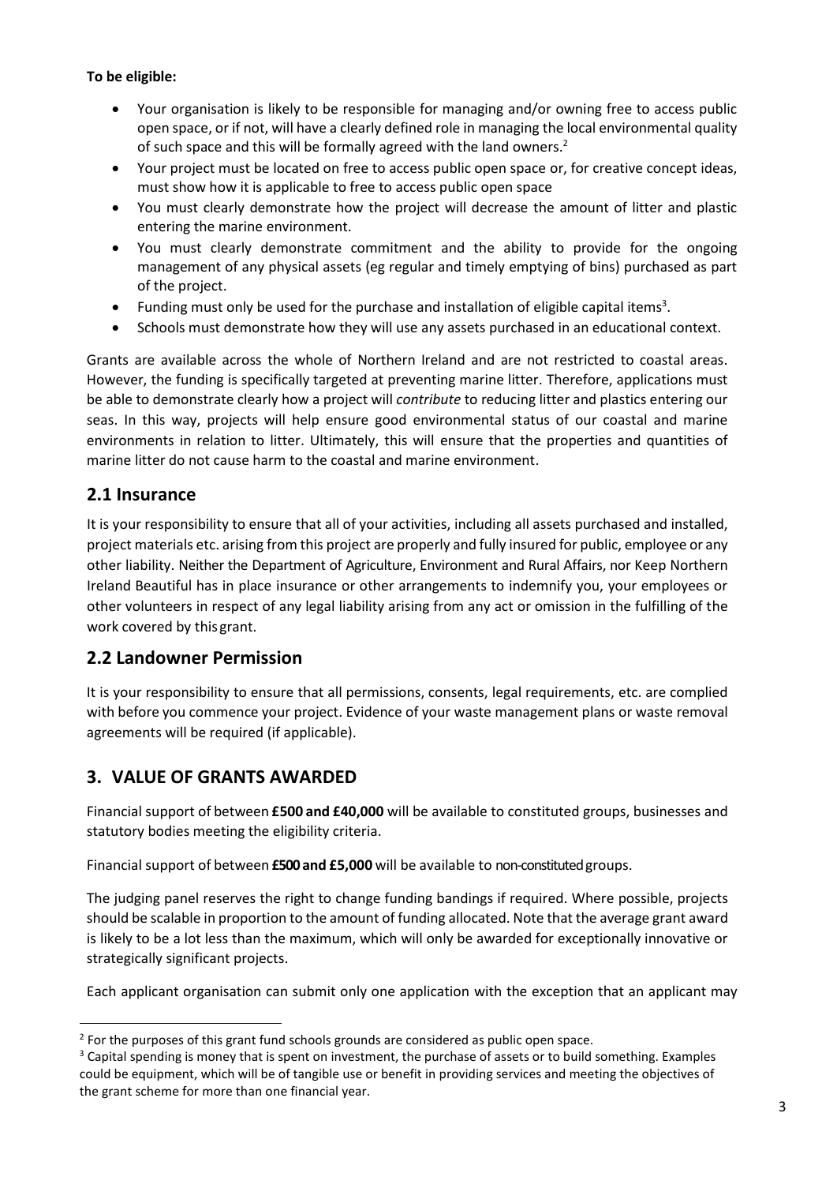**To be eligible:**

- Your organisation is likely to be responsible for managing and/or owning free to access public open space, or if not, will have a clearly defined role in managing the local environmental quality of such space and this will be formally agreed with the land owners.[2]
- Your project must be located on free to access public open space or, for creative concept ideas, must show how it is applicable to free to access public open space
- You must clearly demonstrate how the project will decrease the amount of litter and plastic entering the marine environment.
- You must clearly demonstrate commitment and the ability to provide for the ongoing management of any physical assets (eg regular and timely emptying of bins) purchased as part of the project.
- Funding must only be used for the purchase and installation of eligible capital items[3].
- Schools must demonstrate how they will use any assets purchased in an educational context.

Grants are available across the whole of Northern Ireland and are not restricted to coastal areas. However, the funding is specifically targeted at preventing marine litter. Therefore, applications must be able to demonstrate clearly how a project will *contribute* to reducing litter and plastics entering our seas. In this way, projects will help ensure good environmental status of our coastal and marine environments in relation to litter. Ultimately, this will ensure that the properties and quantities of marine litter do not cause harm to the coastal and marine environment.

## 2.1 Insurance

It is your responsibility to ensure that all of your activities, including all assets purchased and installed, project materials etc. arising from this project are properly and fully insured for public, employee or any other liability. Neither the Department of Agriculture, Environment and Rural Affairs, nor Keep Northern Ireland Beautiful has in place insurance or other arrangements to indemnify you, your employees or other volunteers in respect of any legal liability arising from any act or omission in the fulfilling of the work covered by this grant.

## 2.2 Landowner Permission

It is your responsibility to ensure that all permissions, consents, legal requirements, etc. are complied with before you commence your project. Evidence of your waste management plans or waste removal agreements will be required (if applicable).

## 3. VALUE OF GRANTS AWARDED

Financial support of between **£500 and £40,000** will be available to constituted groups, businesses and statutory bodies meeting the eligibility criteria.

Financial support of between **£500 and £5,000** will be available to non-constituted groups.

The judging panel reserves the right to change funding bandings if required. Where possible, projects should be scalable in proportion to the amount of funding allocated. Note that the average grant award is likely to be a lot less than the maximum, which will only be awarded for exceptionally innovative or strategically significant projects.

Each applicant organisation can submit only one application with the exception that an applicant may

---

[2] For the purposes of this grant fund schools grounds are considered as public open space.

[3] Capital spending is money that is spent on investment, the purchase of assets or to build something. Examples could be equipment, which will be of tangible use or benefit in providing services and meeting the objectives of the grant scheme for more than one financial year.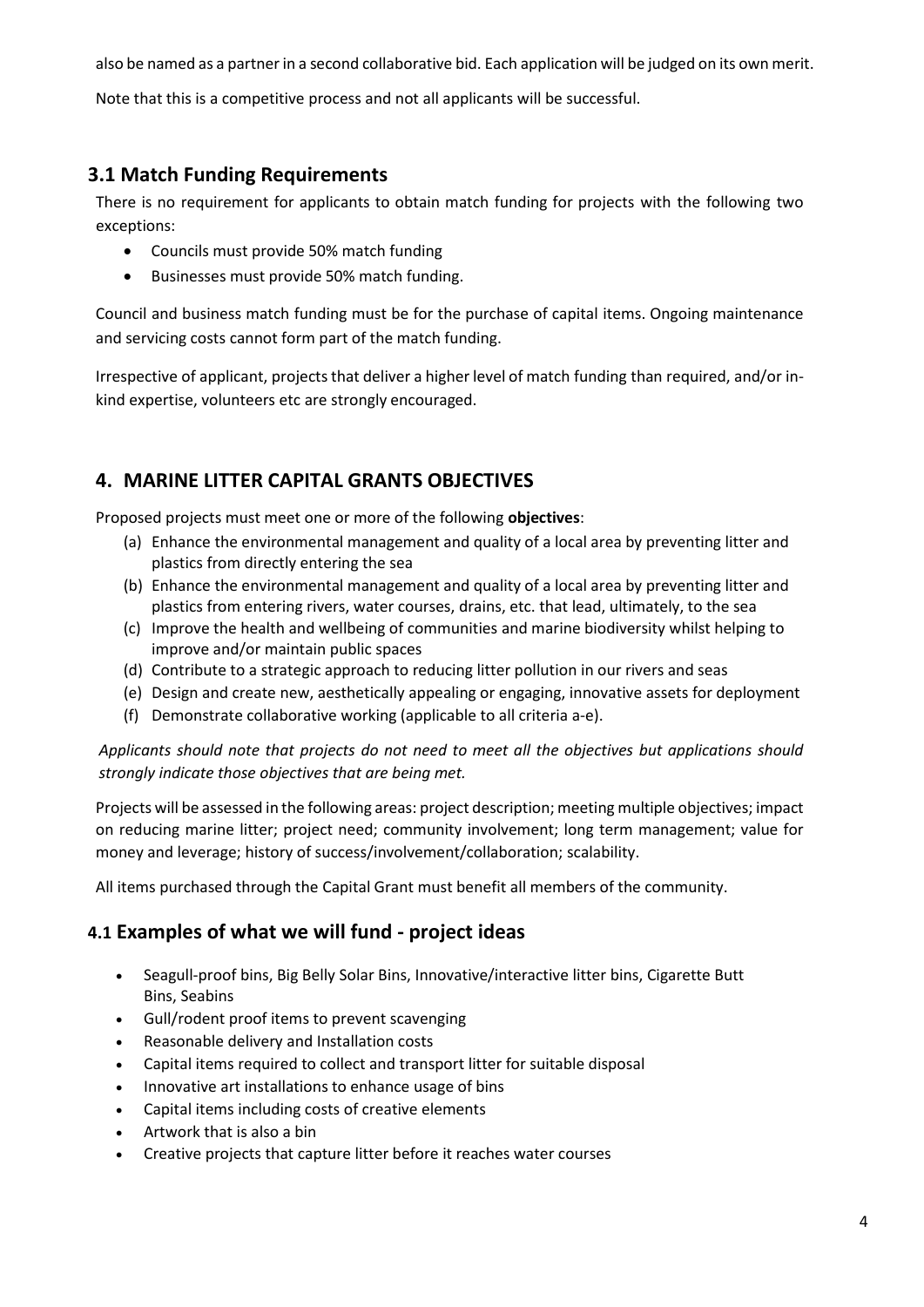also be named as a partner in a second collaborative bid. Each application will be judged on its own merit.

Note that this is a competitive process and not all applicants will be successful.

## 3.1 Match Funding Requirements

There is no requirement for applicants to obtain match funding for projects with the following two exceptions:

- Councils must provide 50% match funding
- Businesses must provide 50% match funding.

Council and business match funding must be for the purchase of capital items. Ongoing maintenance and servicing costs cannot form part of the match funding.

Irrespective of applicant, projects that deliver a higher level of match funding than required, and/or in-kind expertise, volunteers etc are strongly encouraged.

## 4. MARINE LITTER CAPITAL GRANTS OBJECTIVES

Proposed projects must meet one or more of the following **objectives**:

(a) Enhance the environmental management and quality of a local area by preventing litter and plastics from directly entering the sea
(b) Enhance the environmental management and quality of a local area by preventing litter and plastics from entering rivers, water courses, drains, etc. that lead, ultimately, to the sea
(c) Improve the health and wellbeing of communities and marine biodiversity whilst helping to improve and/or maintain public spaces
(d) Contribute to a strategic approach to reducing litter pollution in our rivers and seas
(e) Design and create new, aesthetically appealing or engaging, innovative assets for deployment
(f) Demonstrate collaborative working (applicable to all criteria a-e).

*Applicants should note that projects do not need to meet all the objectives but applications should strongly indicate those objectives that are being met.*

Projects will be assessed in the following areas: project description; meeting multiple objectives; impact on reducing marine litter; project need; community involvement; long term management; value for money and leverage; history of success/involvement/collaboration; scalability.

All items purchased through the Capital Grant must benefit all members of the community.

## 4.1 Examples of what we will fund - project ideas

- Seagull-proof bins, Big Belly Solar Bins, Innovative/interactive litter bins, Cigarette Butt Bins, Seabins
- Gull/rodent proof items to prevent scavenging
- Reasonable delivery and Installation costs
- Capital items required to collect and transport litter for suitable disposal
- Innovative art installations to enhance usage of bins
- Capital items including costs of creative elements
- Artwork that is also a bin
- Creative projects that capture litter before it reaches water courses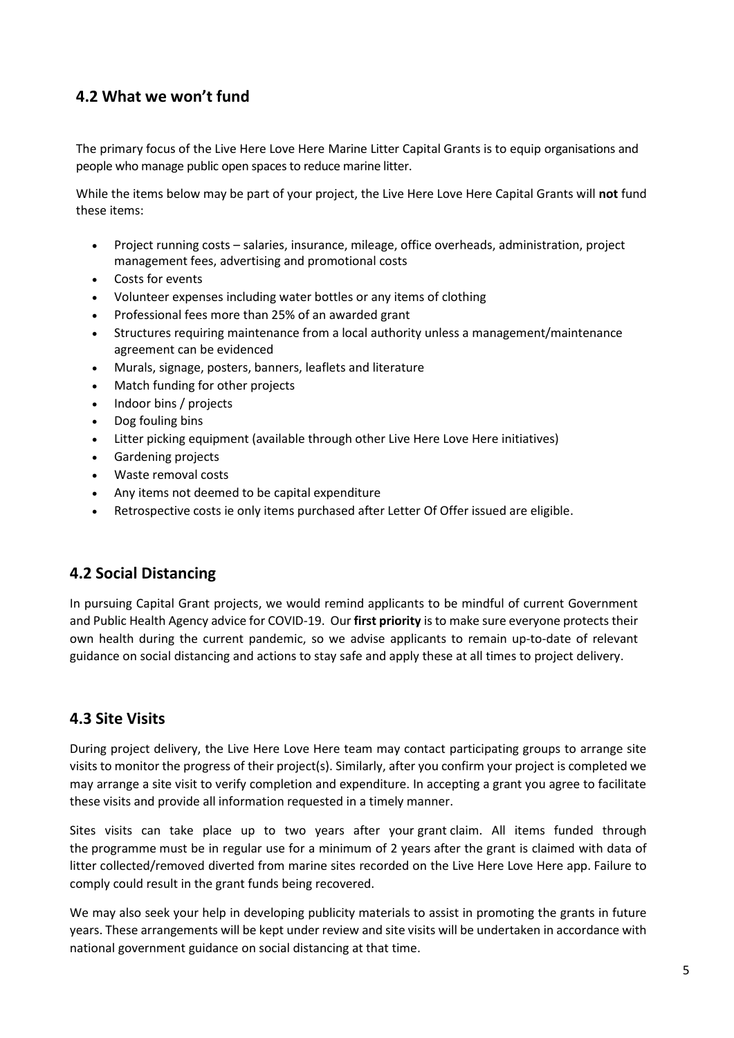## 4.2 What we won't fund

The primary focus of the Live Here Love Here Marine Litter Capital Grants is to equip organisations and people who manage public open spaces to reduce marine litter.

While the items below may be part of your project, the Live Here Love Here Capital Grants will **not** fund these items:

- Project running costs – salaries, insurance, mileage, office overheads, administration, project management fees, advertising and promotional costs
- Costs for events
- Volunteer expenses including water bottles or any items of clothing
- Professional fees more than 25% of an awarded grant
- Structures requiring maintenance from a local authority unless a management/maintenance agreement can be evidenced
- Murals, signage, posters, banners, leaflets and literature
- Match funding for other projects
- Indoor bins / projects
- Dog fouling bins
- Litter picking equipment (available through other Live Here Love Here initiatives)
- Gardening projects
- Waste removal costs
- Any items not deemed to be capital expenditure
- Retrospective costs ie only items purchased after Letter Of Offer issued are eligible.

## 4.2 Social Distancing

In pursuing Capital Grant projects, we would remind applicants to be mindful of current Government and Public Health Agency advice for COVID-19. Our **first priority** is to make sure everyone protects their own health during the current pandemic, so we advise applicants to remain up-to-date of relevant guidance on social distancing and actions to stay safe and apply these at all times to project delivery.

## 4.3 Site Visits

During project delivery, the Live Here Love Here team may contact participating groups to arrange site visits to monitor the progress of their project(s). Similarly, after you confirm your project is completed we may arrange a site visit to verify completion and expenditure. In accepting a grant you agree to facilitate these visits and provide all information requested in a timely manner.

Sites visits can take place up to two years after your grant claim. All items funded through the programme must be in regular use for a minimum of 2 years after the grant is claimed with data of litter collected/removed diverted from marine sites recorded on the Live Here Love Here app. Failure to comply could result in the grant funds being recovered.

We may also seek your help in developing publicity materials to assist in promoting the grants in future years. These arrangements will be kept under review and site visits will be undertaken in accordance with national government guidance on social distancing at that time.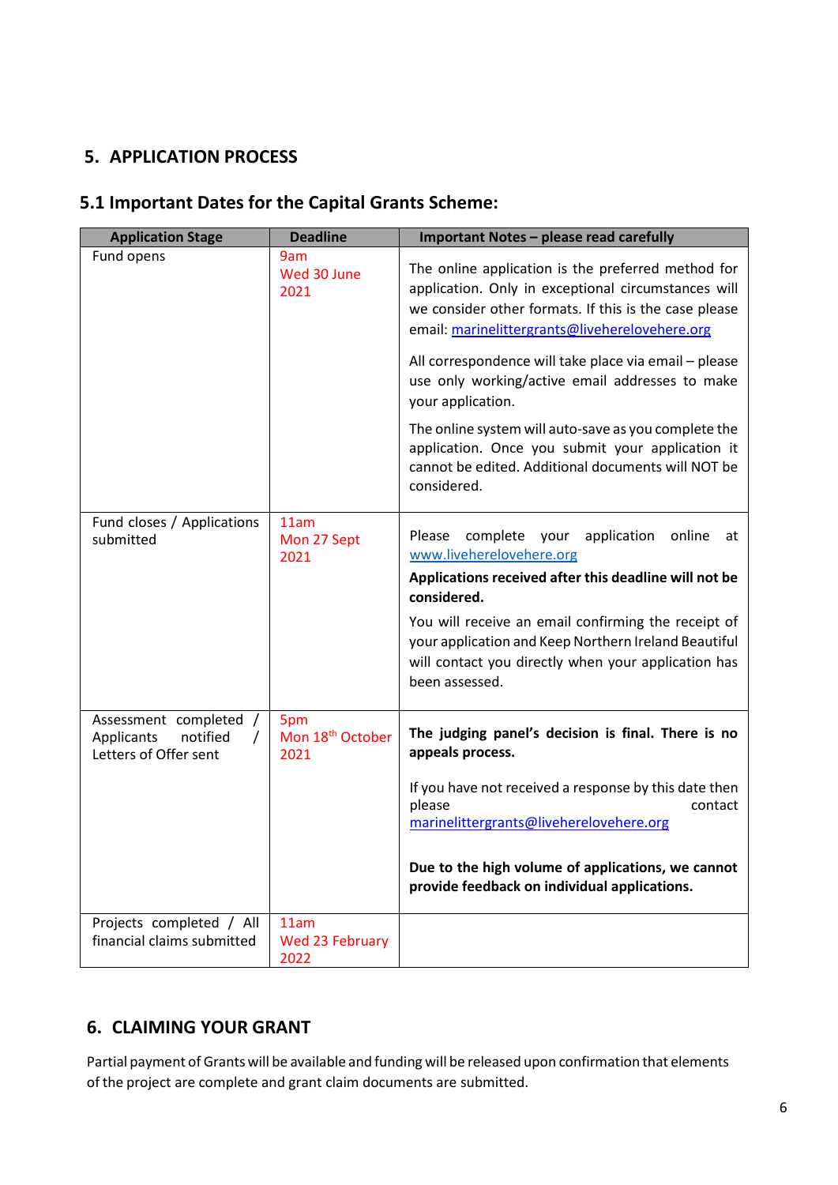## 5. APPLICATION PROCESS

### 5.1 Important Dates for the Capital Grants Scheme:

| Application Stage | Deadline | Important Notes – please read carefully |
|---|---|---|
| Fund opens | 9am<br>Wed 30 June 2021 | The online application is the preferred method for application. Only in exceptional circumstances will we consider other formats. If this is the case please email: marinelittergrants@liveherelovehere.org<br><br>All correspondence will take place via email – please use only working/active email addresses to make your application.<br><br>The online system will auto-save as you complete the application. Once you submit your application it cannot be edited. Additional documents will NOT be considered. |
| Fund closes / Applications submitted | 11am<br>Mon 27 Sept 2021 | Please complete your application online at www.liveherelovehere.org<br><br>**Applications received after this deadline will not be considered.**<br><br>You will receive an email confirming the receipt of your application and Keep Northern Ireland Beautiful will contact you directly when your application has been assessed. |
| Assessment completed / Applicants notified / Letters of Offer sent | 5pm<br>Mon 18th October 2021 | **The judging panel's decision is final. There is no appeals process.**<br><br>If you have not received a response by this date then please contact marinelittergrants@liveherelovehere.org<br><br>**Due to the high volume of applications, we cannot provide feedback on individual applications.** |
| Projects completed / All financial claims submitted | 11am<br>Wed 23 February 2022 | |

## 6. CLAIMING YOUR GRANT

Partial payment of Grants will be available and funding will be released upon confirmation that elements of the project are complete and grant claim documents are submitted.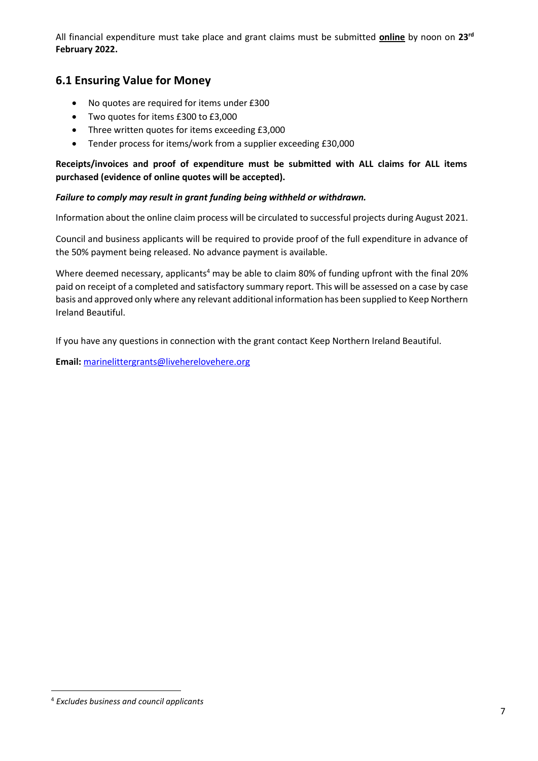All financial expenditure must take place and grant claims must be submitted **online** by noon on **23rd February 2022.**

## 6.1 Ensuring Value for Money

- No quotes are required for items under £300
- Two quotes for items £300 to £3,000
- Three written quotes for items exceeding £3,000
- Tender process for items/work from a supplier exceeding £30,000

**Receipts/invoices and proof of expenditure must be submitted with ALL claims for ALL items purchased (evidence of online quotes will be accepted).**

***Failure to comply may result in grant funding being withheld or withdrawn.***

Information about the online claim process will be circulated to successful projects during August 2021.

Council and business applicants will be required to provide proof of the full expenditure in advance of the 50% payment being released. No advance payment is available.

Where deemed necessary, applicants[4] may be able to claim 80% of funding upfront with the final 20% paid on receipt of a completed and satisfactory summary report. This will be assessed on a case by case basis and approved only where any relevant additional information has been supplied to Keep Northern Ireland Beautiful.

If you have any questions in connection with the grant contact Keep Northern Ireland Beautiful.

**Email:** marinelittergrants@liveherelovehere.org

[4] *Excludes business and council applicants*